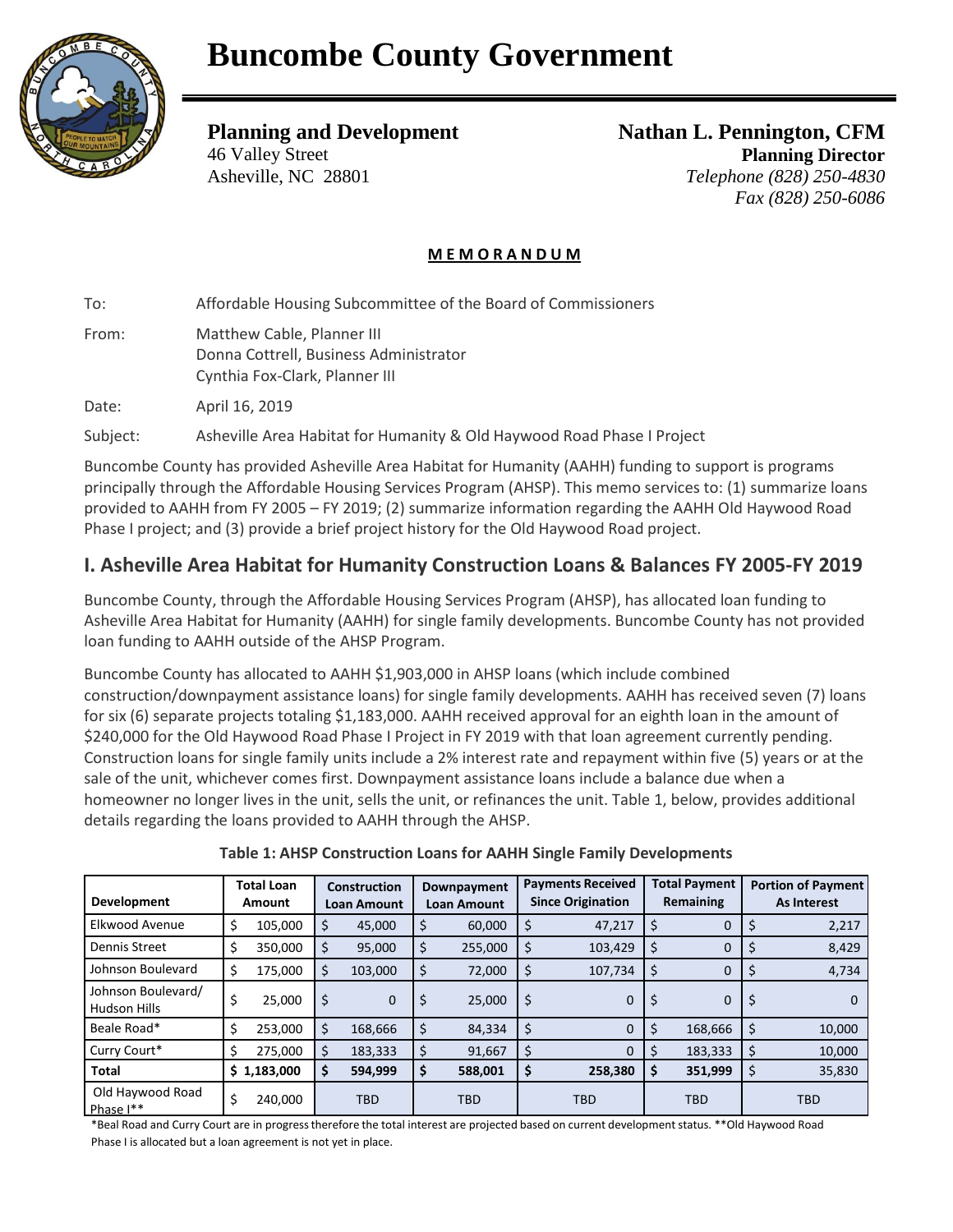# Buncombe County Government

**Planning and Development**
46 Valley Street
Asheville, NC 28801

**Nathan L. Pennington, CFM**
**Planning Director**
*Telephone (828) 250-4830*
*Fax (828) 250-6086*

**MEMORANDUM**

To: Affordable Housing Subcommittee of the Board of Commissioners

From: Matthew Cable, Planner III
Donna Cottrell, Business Administrator
Cynthia Fox-Clark, Planner III

Date: April 16, 2019

Subject: Asheville Area Habitat for Humanity & Old Haywood Road Phase I Project

Buncombe County has provided Asheville Area Habitat for Humanity (AAHH) funding to support is programs principally through the Affordable Housing Services Program (AHSP). This memo services to: (1) summarize loans provided to AAHH from FY 2005 – FY 2019; (2) summarize information regarding the AAHH Old Haywood Road Phase I project; and (3) provide a brief project history for the Old Haywood Road project.

## I. Asheville Area Habitat for Humanity Construction Loans & Balances FY 2005-FY 2019

Buncombe County, through the Affordable Housing Services Program (AHSP), has allocated loan funding to Asheville Area Habitat for Humanity (AAHH) for single family developments. Buncombe County has not provided loan funding to AAHH outside of the AHSP Program.

Buncombe County has allocated to AAHH $1,903,000 in AHSP loans (which include combined construction/downpayment assistance loans) for single family developments. AAHH has received seven (7) loans for six (6) separate projects totaling $1,183,000. AAHH received approval for an eighth loan in the amount of $240,000 for the Old Haywood Road Phase I Project in FY 2019 with that loan agreement currently pending. Construction loans for single family units include a 2% interest rate and repayment within five (5) years or at the sale of the unit, whichever comes first. Downpayment assistance loans include a balance due when a homeowner no longer lives in the unit, sells the unit, or refinances the unit. Table 1, below, provides additional details regarding the loans provided to AAHH through the AHSP.

**Table 1: AHSP Construction Loans for AAHH Single Family Developments**

| Development | Total Loan Amount | Construction Loan Amount | Downpayment Loan Amount | Payments Received Since Origination | Total Payment Remaining | Portion of Payment As Interest |
|---|---|---|---|---|---|---|
| Elkwood Avenue | $ 105,000 | $ 45,000 | $ 60,000 | $ 47,217 | $ 0 | $ 2,217 |
| Dennis Street | $ 350,000 | $ 95,000 | $ 255,000 | $ 103,429 | $ 0 | $ 8,429 |
| Johnson Boulevard | $ 175,000 | $ 103,000 | $ 72,000 | $ 107,734 | $ 0 | $ 4,734 |
| Johnson Boulevard/ Hudson Hills | $ 25,000 | $ 0 | $ 25,000 | $ 0 | $ 0 | $ 0 |
| Beale Road* | $ 253,000 | $ 168,666 | $ 84,334 | $ 0 | $ 168,666 | $ 10,000 |
| Curry Court* | $ 275,000 | $ 183,333 | $ 91,667 | $ 0 | $ 183,333 | $ 10,000 |
| **Total** | **$ 1,183,000** | **$ 594,999** | **$ 588,001** | **$ 258,380** | **$ 351,999** | $ 35,830 |
| Old Haywood Road Phase I** | $ 240,000 | TBD | TBD | TBD | TBD | TBD |

*Beal Road and Curry Court are in progress therefore the total interest are projected based on current development status. **Old Haywood Road Phase I is allocated but a loan agreement is not yet in place.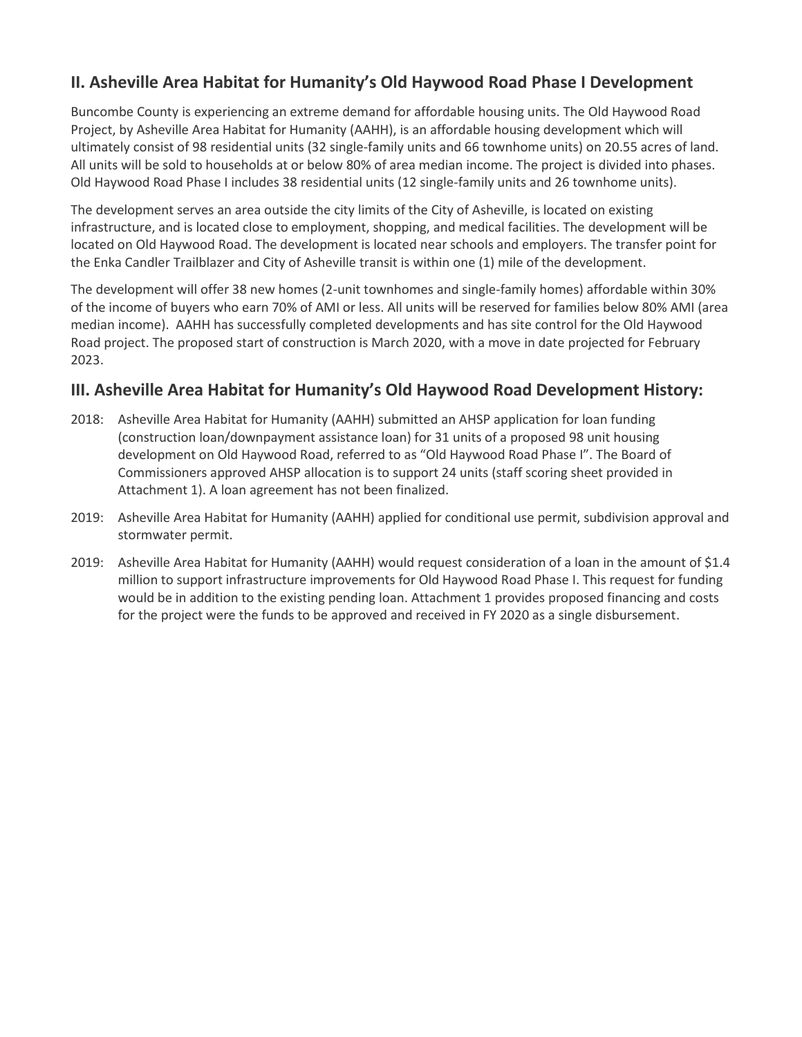## II. Asheville Area Habitat for Humanity's Old Haywood Road Phase I Development

Buncombe County is experiencing an extreme demand for affordable housing units. The Old Haywood Road Project, by Asheville Area Habitat for Humanity (AAHH), is an affordable housing development which will ultimately consist of 98 residential units (32 single-family units and 66 townhome units) on 20.55 acres of land. All units will be sold to households at or below 80% of area median income. The project is divided into phases. Old Haywood Road Phase I includes 38 residential units (12 single-family units and 26 townhome units).

The development serves an area outside the city limits of the City of Asheville, is located on existing infrastructure, and is located close to employment, shopping, and medical facilities. The development will be located on Old Haywood Road. The development is located near schools and employers. The transfer point for the Enka Candler Trailblazer and City of Asheville transit is within one (1) mile of the development.

The development will offer 38 new homes (2-unit townhomes and single-family homes) affordable within 30% of the income of buyers who earn 70% of AMI or less. All units will be reserved for families below 80% AMI (area median income). AAHH has successfully completed developments and has site control for the Old Haywood Road project. The proposed start of construction is March 2020, with a move in date projected for February 2023.

## III. Asheville Area Habitat for Humanity's Old Haywood Road Development History:

2018: Asheville Area Habitat for Humanity (AAHH) submitted an AHSP application for loan funding (construction loan/downpayment assistance loan) for 31 units of a proposed 98 unit housing development on Old Haywood Road, referred to as "Old Haywood Road Phase I". The Board of Commissioners approved AHSP allocation is to support 24 units (staff scoring sheet provided in Attachment 1). A loan agreement has not been finalized.

2019: Asheville Area Habitat for Humanity (AAHH) applied for conditional use permit, subdivision approval and stormwater permit.

2019: Asheville Area Habitat for Humanity (AAHH) would request consideration of a loan in the amount of $1.4 million to support infrastructure improvements for Old Haywood Road Phase I. This request for funding would be in addition to the existing pending loan. Attachment 1 provides proposed financing and costs for the project were the funds to be approved and received in FY 2020 as a single disbursement.